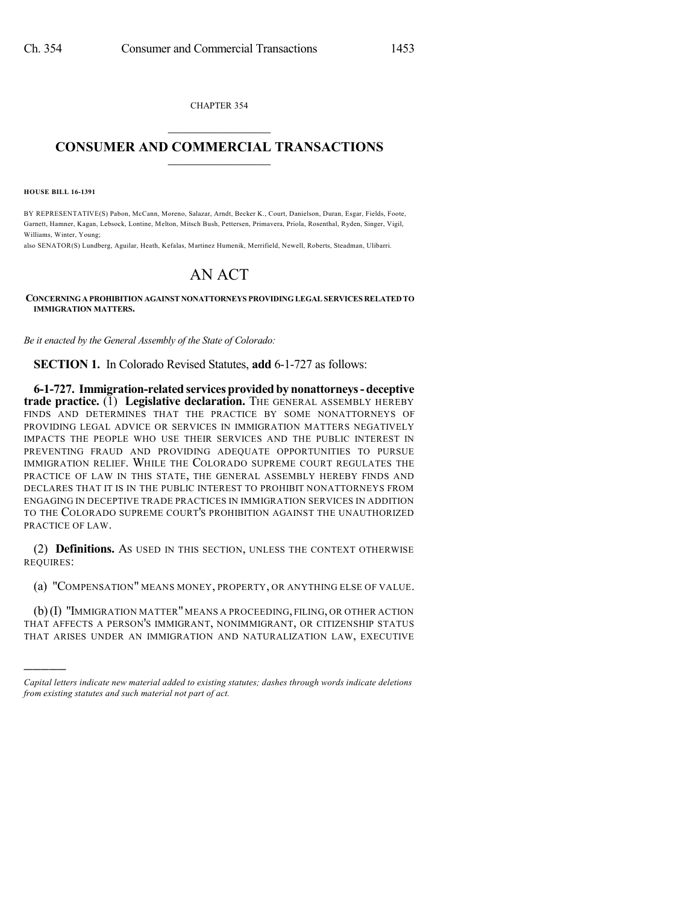CHAPTER 354

# CONSUMER AND COMMERCIAL TRANSACTIONS

**HOUSE BILL 16-1391**

BY REPRESENTATIVE(S) Pabon, McCann, Moreno, Salazar, Arndt, Becker K., Court, Danielson, Duran, Esgar, Fields, Foote, Garnett, Hamner, Kagan, Lebsock, Lontine, Melton, Mitsch Bush, Pettersen, Primavera, Priola, Rosenthal, Ryden, Singer, Vigil, Williams, Winter, Young;
also SENATOR(S) Lundberg, Aguilar, Heath, Kefalas, Martinez Humenik, Merrifield, Newell, Roberts, Steadman, Ulibarri.

# AN ACT

**CONCERNING A PROHIBITION AGAINST NONATTORNEYS PROVIDING LEGAL SERVICES RELATED TO IMMIGRATION MATTERS.**

*Be it enacted by the General Assembly of the State of Colorado:*

**SECTION 1.** In Colorado Revised Statutes, **add** 6-1-727 as follows:

**6-1-727. Immigration-related services provided by nonattorneys - deceptive trade practice.** (1) **Legislative declaration.** THE GENERAL ASSEMBLY HEREBY FINDS AND DETERMINES THAT THE PRACTICE BY SOME NONATTORNEYS OF PROVIDING LEGAL ADVICE OR SERVICES IN IMMIGRATION MATTERS NEGATIVELY IMPACTS THE PEOPLE WHO USE THEIR SERVICES AND THE PUBLIC INTEREST IN PREVENTING FRAUD AND PROVIDING ADEQUATE OPPORTUNITIES TO PURSUE IMMIGRATION RELIEF. WHILE THE COLORADO SUPREME COURT REGULATES THE PRACTICE OF LAW IN THIS STATE, THE GENERAL ASSEMBLY HEREBY FINDS AND DECLARES THAT IT IS IN THE PUBLIC INTEREST TO PROHIBIT NONATTORNEYS FROM ENGAGING IN DECEPTIVE TRADE PRACTICES IN IMMIGRATION SERVICES IN ADDITION TO THE COLORADO SUPREME COURT'S PROHIBITION AGAINST THE UNAUTHORIZED PRACTICE OF LAW.

(2) **Definitions.** AS USED IN THIS SECTION, UNLESS THE CONTEXT OTHERWISE REQUIRES:

(a) "COMPENSATION" MEANS MONEY, PROPERTY, OR ANYTHING ELSE OF VALUE.

(b) (I) "IMMIGRATION MATTER" MEANS A PROCEEDING, FILING, OR OTHER ACTION THAT AFFECTS A PERSON'S IMMIGRANT, NONIMMIGRANT, OR CITIZENSHIP STATUS THAT ARISES UNDER AN IMMIGRATION AND NATURALIZATION LAW, EXECUTIVE

*Capital letters indicate new material added to existing statutes; dashes through words indicate deletions from existing statutes and such material not part of act.*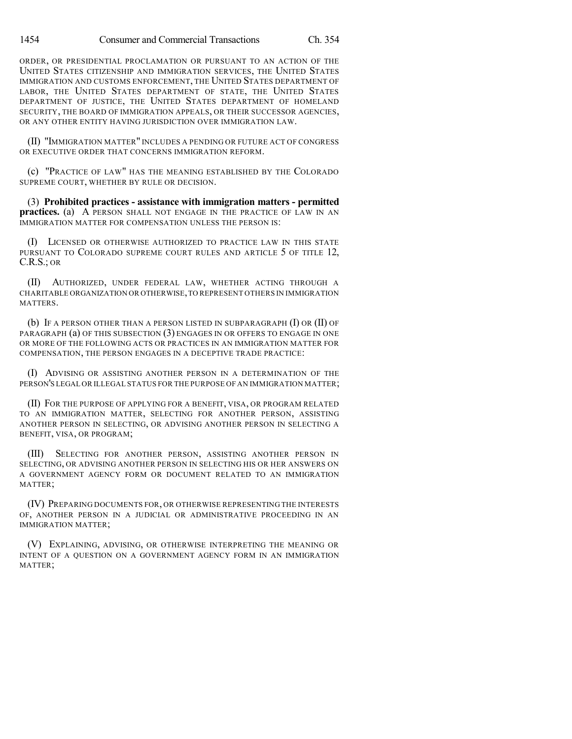ORDER, OR PRESIDENTIAL PROCLAMATION OR PURSUANT TO AN ACTION OF THE UNITED STATES CITIZENSHIP AND IMMIGRATION SERVICES, THE UNITED STATES IMMIGRATION AND CUSTOMS ENFORCEMENT, THE UNITED STATES DEPARTMENT OF LABOR, THE UNITED STATES DEPARTMENT OF STATE, THE UNITED STATES DEPARTMENT OF JUSTICE, THE UNITED STATES DEPARTMENT OF HOMELAND SECURITY, THE BOARD OF IMMIGRATION APPEALS, OR THEIR SUCCESSOR AGENCIES, OR ANY OTHER ENTITY HAVING JURISDICTION OVER IMMIGRATION LAW.

(II) "IMMIGRATION MATTER" INCLUDES A PENDING OR FUTURE ACT OF CONGRESS OR EXECUTIVE ORDER THAT CONCERNS IMMIGRATION REFORM.

(c) "PRACTICE OF LAW" HAS THE MEANING ESTABLISHED BY THE COLORADO SUPREME COURT, WHETHER BY RULE OR DECISION.

(3) **Prohibited practices - assistance with immigration matters - permitted practices.** (a) A PERSON SHALL NOT ENGAGE IN THE PRACTICE OF LAW IN AN IMMIGRATION MATTER FOR COMPENSATION UNLESS THE PERSON IS:

(I) LICENSED OR OTHERWISE AUTHORIZED TO PRACTICE LAW IN THIS STATE PURSUANT TO COLORADO SUPREME COURT RULES AND ARTICLE 5 OF TITLE 12, C.R.S.; OR

(II) AUTHORIZED, UNDER FEDERAL LAW, WHETHER ACTING THROUGH A CHARITABLE ORGANIZATION OR OTHERWISE, TO REPRESENT OTHERS IN IMMIGRATION MATTERS.

(b) IF A PERSON OTHER THAN A PERSON LISTED IN SUBPARAGRAPH (I) OR (II) OF PARAGRAPH (a) OF THIS SUBSECTION (3) ENGAGES IN OR OFFERS TO ENGAGE IN ONE OR MORE OF THE FOLLOWING ACTS OR PRACTICES IN AN IMMIGRATION MATTER FOR COMPENSATION, THE PERSON ENGAGES IN A DECEPTIVE TRADE PRACTICE:

(I) ADVISING OR ASSISTING ANOTHER PERSON IN A DETERMINATION OF THE PERSON'S LEGAL OR ILLEGAL STATUS FOR THE PURPOSE OF AN IMMIGRATION MATTER;

(II) FOR THE PURPOSE OF APPLYING FOR A BENEFIT, VISA, OR PROGRAM RELATED TO AN IMMIGRATION MATTER, SELECTING FOR ANOTHER PERSON, ASSISTING ANOTHER PERSON IN SELECTING, OR ADVISING ANOTHER PERSON IN SELECTING A BENEFIT, VISA, OR PROGRAM;

(III) SELECTING FOR ANOTHER PERSON, ASSISTING ANOTHER PERSON IN SELECTING, OR ADVISING ANOTHER PERSON IN SELECTING HIS OR HER ANSWERS ON A GOVERNMENT AGENCY FORM OR DOCUMENT RELATED TO AN IMMIGRATION MATTER;

(IV) PREPARING DOCUMENTS FOR, OR OTHERWISE REPRESENTING THE INTERESTS OF, ANOTHER PERSON IN A JUDICIAL OR ADMINISTRATIVE PROCEEDING IN AN IMMIGRATION MATTER;

(V) EXPLAINING, ADVISING, OR OTHERWISE INTERPRETING THE MEANING OR INTENT OF A QUESTION ON A GOVERNMENT AGENCY FORM IN AN IMMIGRATION MATTER;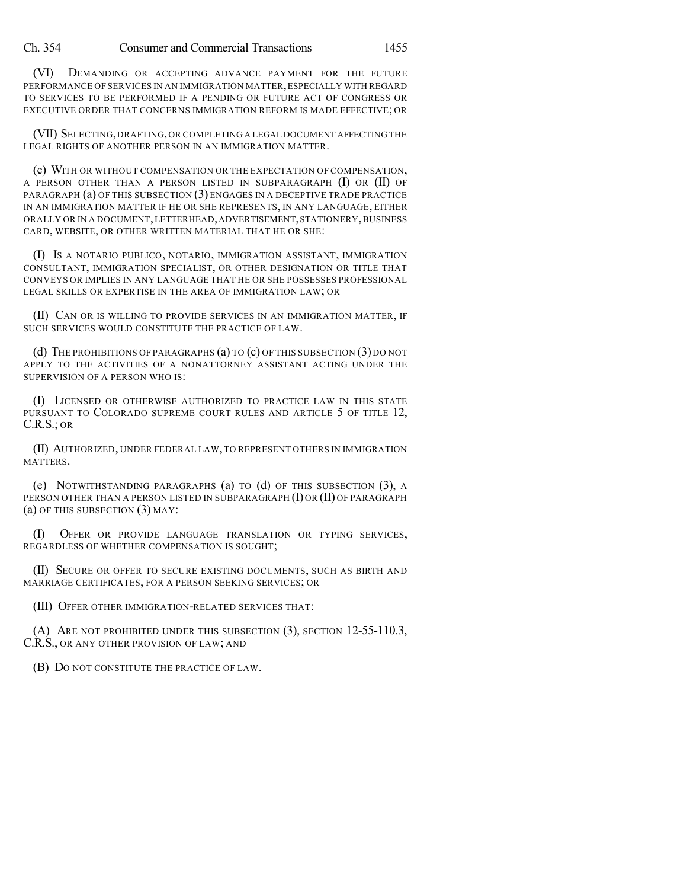(VI) DEMANDING OR ACCEPTING ADVANCE PAYMENT FOR THE FUTURE PERFORMANCE OF SERVICES IN AN IMMIGRATION MATTER, ESPECIALLY WITH REGARD TO SERVICES TO BE PERFORMED IF A PENDING OR FUTURE ACT OF CONGRESS OR EXECUTIVE ORDER THAT CONCERNS IMMIGRATION REFORM IS MADE EFFECTIVE; OR

(VII) SELECTING, DRAFTING, OR COMPLETING A LEGAL DOCUMENT AFFECTING THE LEGAL RIGHTS OF ANOTHER PERSON IN AN IMMIGRATION MATTER.

(c) WITH OR WITHOUT COMPENSATION OR THE EXPECTATION OF COMPENSATION, A PERSON OTHER THAN A PERSON LISTED IN SUBPARAGRAPH (I) OR (II) OF PARAGRAPH (a) OF THIS SUBSECTION (3) ENGAGES IN A DECEPTIVE TRADE PRACTICE IN AN IMMIGRATION MATTER IF HE OR SHE REPRESENTS, IN ANY LANGUAGE, EITHER ORALLY OR IN A DOCUMENT, LETTERHEAD, ADVERTISEMENT, STATIONERY, BUSINESS CARD, WEBSITE, OR OTHER WRITTEN MATERIAL THAT HE OR SHE:

(I) IS A NOTARIO PUBLICO, NOTARIO, IMMIGRATION ASSISTANT, IMMIGRATION CONSULTANT, IMMIGRATION SPECIALIST, OR OTHER DESIGNATION OR TITLE THAT CONVEYS OR IMPLIES IN ANY LANGUAGE THAT HE OR SHE POSSESSES PROFESSIONAL LEGAL SKILLS OR EXPERTISE IN THE AREA OF IMMIGRATION LAW; OR

(II) CAN OR IS WILLING TO PROVIDE SERVICES IN AN IMMIGRATION MATTER, IF SUCH SERVICES WOULD CONSTITUTE THE PRACTICE OF LAW.

(d) THE PROHIBITIONS OF PARAGRAPHS (a) TO (c) OF THIS SUBSECTION (3) DO NOT APPLY TO THE ACTIVITIES OF A NONATTORNEY ASSISTANT ACTING UNDER THE SUPERVISION OF A PERSON WHO IS:

(I) LICENSED OR OTHERWISE AUTHORIZED TO PRACTICE LAW IN THIS STATE PURSUANT TO COLORADO SUPREME COURT RULES AND ARTICLE 5 OF TITLE 12, C.R.S.; OR

(II) AUTHORIZED, UNDER FEDERAL LAW, TO REPRESENT OTHERS IN IMMIGRATION MATTERS.

(e) NOTWITHSTANDING PARAGRAPHS (a) TO (d) OF THIS SUBSECTION (3), A PERSON OTHER THAN A PERSON LISTED IN SUBPARAGRAPH (I) OR (II) OF PARAGRAPH (a) OF THIS SUBSECTION (3) MAY:

(I) OFFER OR PROVIDE LANGUAGE TRANSLATION OR TYPING SERVICES, REGARDLESS OF WHETHER COMPENSATION IS SOUGHT;

(II) SECURE OR OFFER TO SECURE EXISTING DOCUMENTS, SUCH AS BIRTH AND MARRIAGE CERTIFICATES, FOR A PERSON SEEKING SERVICES; OR

(III) OFFER OTHER IMMIGRATION-RELATED SERVICES THAT:

(A) ARE NOT PROHIBITED UNDER THIS SUBSECTION (3), SECTION 12-55-110.3, C.R.S., OR ANY OTHER PROVISION OF LAW; AND

(B) DO NOT CONSTITUTE THE PRACTICE OF LAW.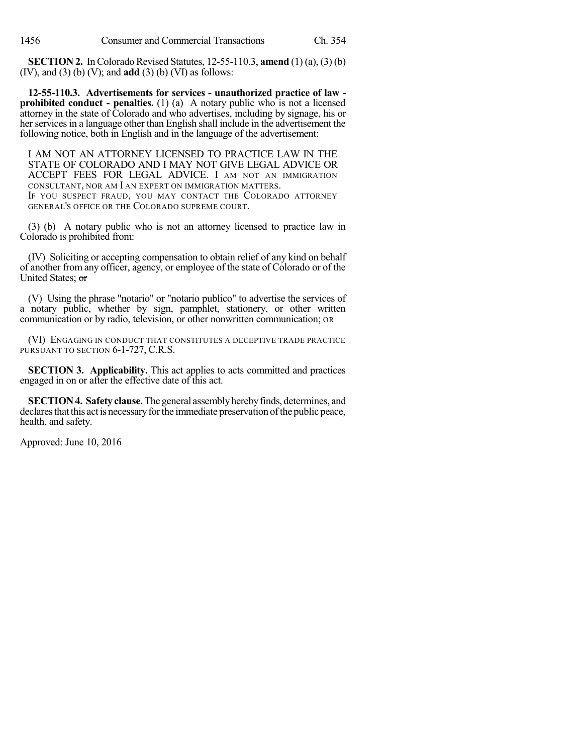**SECTION 2.** In Colorado Revised Statutes, 12-55-110.3, **amend** (1) (a), (3) (b) (IV), and (3) (b) (V); and **add** (3) (b) (VI) as follows:

**12-55-110.3. Advertisements for services - unauthorized practice of law - prohibited conduct - penalties.** (1) (a) A notary public who is not a licensed attorney in the state of Colorado and who advertises, including by signage, his or her services in a language other than English shall include in the advertisement the following notice, both in English and in the language of the advertisement:

I AM NOT AN ATTORNEY LICENSED TO PRACTICE LAW IN THE STATE OF COLORADO AND I MAY NOT GIVE LEGAL ADVICE OR ACCEPT FEES FOR LEGAL ADVICE. I AM NOT AN IMMIGRATION CONSULTANT, NOR AM I AN EXPERT ON IMMIGRATION MATTERS. IF YOU SUSPECT FRAUD, YOU MAY CONTACT THE COLORADO ATTORNEY GENERAL'S OFFICE OR THE COLORADO SUPREME COURT.

(3) (b) A notary public who is not an attorney licensed to practice law in Colorado is prohibited from:

(IV) Soliciting or accepting compensation to obtain relief of any kind on behalf of another from any officer, agency, or employee of the state of Colorado or of the United States; ~~or~~

(V) Using the phrase "notario" or "notario publico" to advertise the services of a notary public, whether by sign, pamphlet, stationery, or other written communication or by radio, television, or other nonwritten communication; OR

(VI) ENGAGING IN CONDUCT THAT CONSTITUTES A DECEPTIVE TRADE PRACTICE PURSUANT TO SECTION 6-1-727, C.R.S.

**SECTION 3. Applicability.** This act applies to acts committed and practices engaged in on or after the effective date of this act.

**SECTION 4. Safety clause.** The general assembly hereby finds, determines, and declares that this act is necessary for the immediate preservation of the public peace, health, and safety.

Approved: June 10, 2016